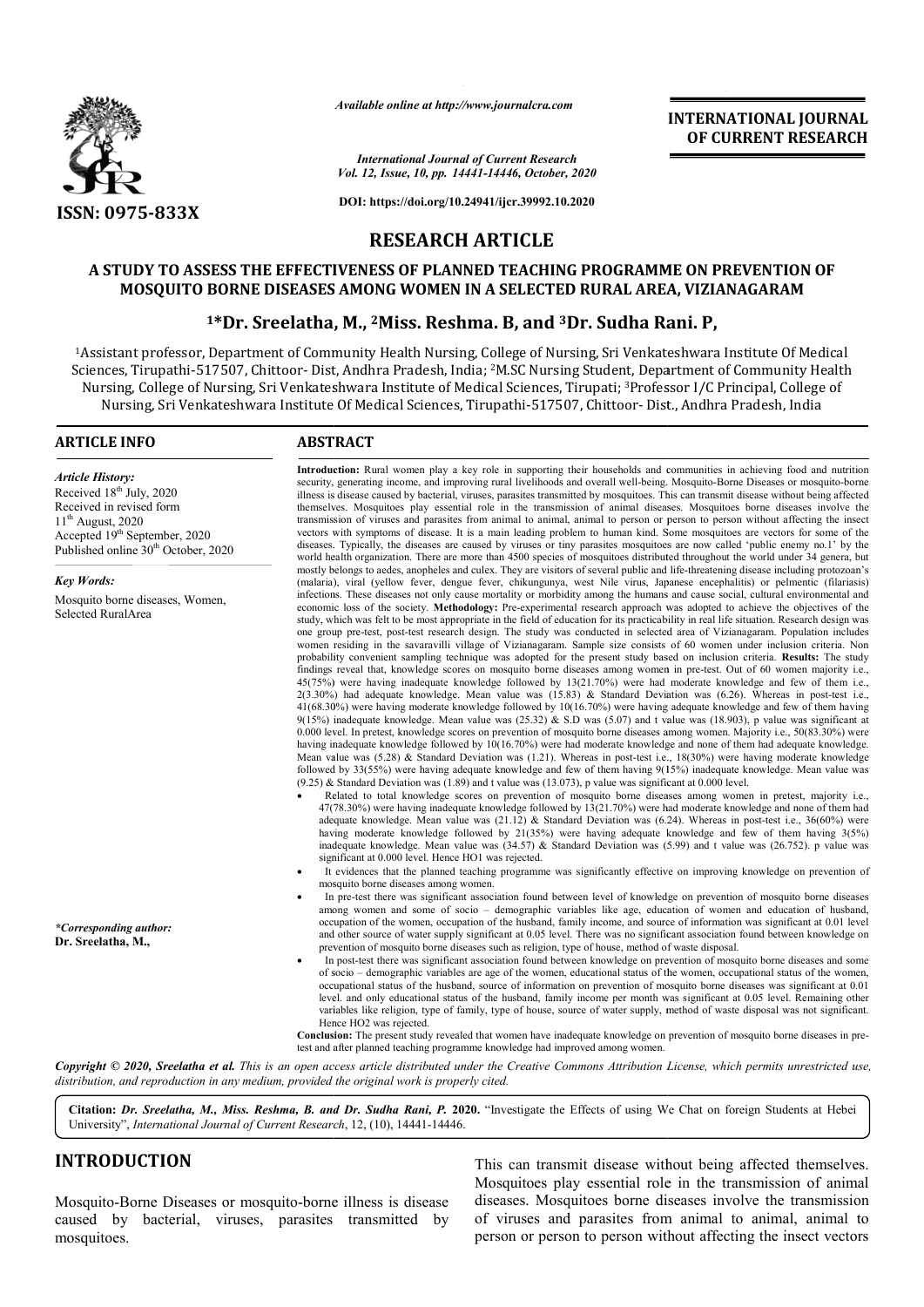*Available online at http://www.journalcra.com*

*International Journal of Current Research*
*Vol. 12, Issue, 10, pp. 14441-14446, October, 2020*

**DOI: https://doi.org/10.24941/ijcr.39992.10.2020**

**INTERNATIONAL JOURNAL OF CURRENT RESEARCH**

**ISSN: 0975-833X**

# RESEARCH ARTICLE

## A STUDY TO ASSESS THE EFFECTIVENESS OF PLANNED TEACHING PROGRAMME ON PREVENTION OF MOSQUITO BORNE DISEASES AMONG WOMEN IN A SELECTED RURAL AREA, VIZIANAGARAM

### [1]*Dr. Sreelatha, M., [2]Miss. Reshma. B, and [3]Dr. Sudha Rani. P,

[1]Assistant professor, Department of Community Health Nursing, College of Nursing, Sri Venkateshwara Institute Of Medical Sciences, Tirupathi-517507, Chittoor- Dist, Andhra Pradesh, India; [2]M.SC Nursing Student, Department of Community Health Nursing, College of Nursing, Sri Venkateshwara Institute of Medical Sciences, Tirupati; [3]Professor I/C Principal, College of Nursing, Sri Venkateshwara Institute Of Medical Sciences, Tirupathi-517507, Chittoor- Dist., Andhra Pradesh, India

**ARTICLE INFO**

*Article History:*
Received 18th July, 2020
Received in revised form
11th August, 2020
Accepted 19th September, 2020
Published online 30th October, 2020

*Key Words:*
Mosquito borne diseases, Women, Selected RuralArea

**\*Corresponding author:**
**Dr. Sreelatha, M.,**

**ABSTRACT**

**Introduction:** Rural women play a key role in supporting their households and communities in achieving food and nutrition security, generating income, and improving rural livelihoods and overall well-being. Mosquito-Borne Diseases or mosquito-borne illness is disease caused by bacterial, viruses, parasites transmitted by mosquitoes. This can transmit disease without being affected themselves. Mosquitoes play essential role in the transmission of animal diseases. Mosquitoes borne diseases involve the transmission of viruses and parasites from animal to animal, animal to person or person to person without affecting the insect vectors with symptoms of disease. It is a main leading problem to human kind. Some mosquitoes are vectors for some of the diseases. Typically, the diseases are caused by viruses or tiny parasites mosquitoes are now called 'public enemy no.1' by the world health organization. There are more than 4500 species of mosquitoes distributed throughout the world under 34 genera, but mostly belongs to aedes, anopheles and culex. They are visitors of several public and life-threatening disease including protozoan's (malaria), viral (yellow fever, dengue fever, chikungunya, west Nile virus, Japanese encephalitis) or pelmentic (filariasis) infections. These diseases not only cause mortality or morbidity among the humans and cause social, cultural environmental and economic loss of the society. **Methodology:** Pre-experimental research approach was adopted to achieve the objectives of the study, which was felt to be most appropriate in the field of education for its practicability in real life situation. Research design was one group pre-test, post-test research design. The study was conducted in selected area of Vizianagaram. Population includes women residing in the savaravilli village of Vizianagaram. Sample size consists of 60 women under inclusion criteria. Non probability convenient sampling technique was adopted for the present study based on inclusion criteria. **Results:** The study findings reveal that, knowledge scores on mosquito borne diseases among women in pre-test. Out of 60 women majority i.e., 45(75%) were having inadequate knowledge followed by 13(21.70%) were had moderate knowledge and few of them i.e., 2(3.30%) had adequate knowledge. Mean value was (15.83) & Standard Deviation was (6.26). Whereas in post-test i.e., 41(68.30%) were having moderate knowledge followed by 10(16.70%) were having adequate knowledge and few of them having 9(15%) inadequate knowledge. Mean value was (25.32) & S.D was (5.07) and t value was (18.903), p value was significant at 0.000 level. In pretest, knowledge scores on prevention of mosquito borne diseases among women. Majority i.e., 50(83.30%) were having inadequate knowledge followed by 10(16.70%) were had moderate knowledge and none of them had adequate knowledge. Mean value was (5.28) & Standard Deviation was (1.21). Whereas in post-test i.e., 18(30%) were having moderate knowledge followed by 33(55%) were having adequate knowledge and few of them having 9(15%) inadequate knowledge. Mean value was (9.25) & Standard Deviation was (1.89) and t value was (13.073), p value was significant at 0.000 level.

- Related to total knowledge scores on prevention of mosquito borne diseases among women in pretest, majority i.e., 47(78.30%) were having inadequate knowledge followed by 13(21.70%) were had moderate knowledge and none of them had adequate knowledge. Mean value was (21.12) & Standard Deviation was (6.24). Whereas in post-test i.e., 36(60%) were having moderate knowledge followed by 21(35%) were having adequate knowledge and few of them having 3(5%) inadequate knowledge. Mean value was (34.57) & Standard Deviation was (5.99) and t value was (26.752). p value was significant at 0.000 level. Hence HO1 was rejected.
- It evidences that the planned teaching programme was significantly effective on improving knowledge on prevention of mosquito borne diseases among women.
- In pre-test there was significant association found between level of knowledge on prevention of mosquito borne diseases among women and some of socio – demographic variables like age, education of women and education of husband, occupation of the women, occupation of the husband, family income, and source of information was significant at 0.01 level and other source of water supply significant at 0.05 level. There was no significant association found between knowledge on prevention of mosquito borne diseases such as religion, type of house, method of waste disposal.
- In post-test there was significant association found between knowledge on prevention of mosquito borne diseases and some of socio – demographic variables are age of the women, educational status of the women, occupational status of the women, occupational status of the husband, source of information on prevention of mosquito borne diseases was significant at 0.01 level. and only educational status of the husband, family income per month was significant at 0.05 level. Remaining other variables like religion, type of family, type of house, source of water supply, method of waste disposal was not significant. Hence HO2 was rejected.

**Conclusion:** The present study revealed that women have inadequate knowledge on prevention of mosquito borne diseases in pre-test and after planned teaching programme knowledge had improved among women.

***Copyright © 2020, Sreelatha et al.** This is an open access article distributed under the Creative Commons Attribution License, which permits unrestricted use, distribution, and reproduction in any medium, provided the original work is properly cited.*

**Citation:** ***Dr. Sreelatha, M., Miss. Reshma, B. and Dr. Sudha Rani, P.* 2020.** "Investigate the Effects of using We Chat on foreign Students at Hebei University", *International Journal of Current Research*, 12, (10), 14441-14446.

# INTRODUCTION

Mosquito-Borne Diseases or mosquito-borne illness is disease caused by bacterial, viruses, parasites transmitted by mosquitoes. This can transmit disease without being affected themselves. Mosquitoes play essential role in the transmission of animal diseases. Mosquitoes borne diseases involve the transmission of viruses and parasites from animal to animal, animal to person or person to person without affecting the insect vectors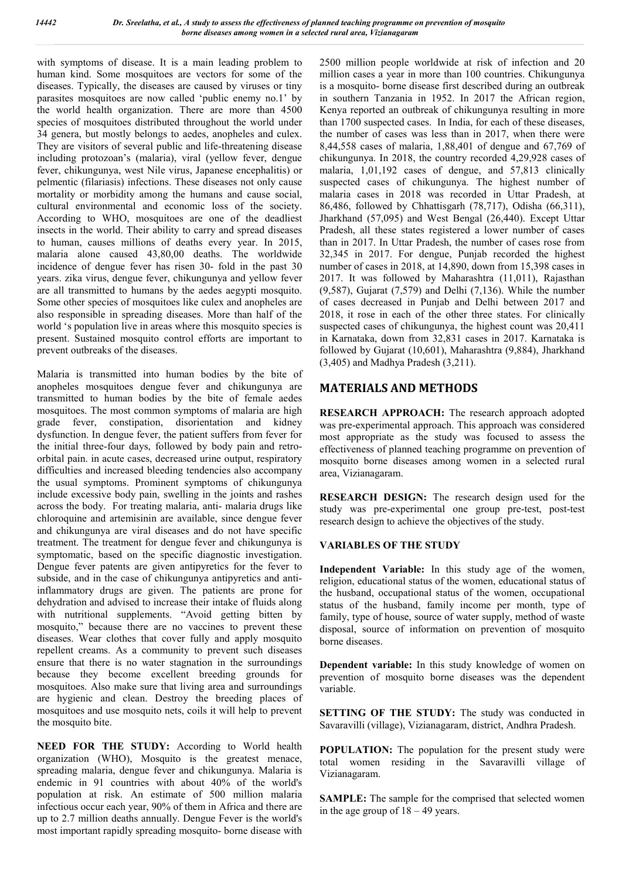with symptoms of disease. It is a main leading problem to human kind. Some mosquitoes are vectors for some of the diseases. Typically, the diseases are caused by viruses or tiny parasites mosquitoes are now called 'public enemy no.1' by the world health organization. There are more than 4500 species of mosquitoes distributed throughout the world under 34 genera, but mostly belongs to aedes, anopheles and culex. They are visitors of several public and life-threatening disease including protozoan's (malaria), viral (yellow fever, dengue fever, chikungunya, west Nile virus, Japanese encephalitis) or pelmentic (filariasis) infections. These diseases not only cause mortality or morbidity among the humans and cause social, cultural environmental and economic loss of the society. According to WHO, mosquitoes are one of the deadliest insects in the world. Their ability to carry and spread diseases to human, causes millions of deaths every year. In 2015, malaria alone caused 43,80,00 deaths. The worldwide incidence of dengue fever has risen 30- fold in the past 30 years. zika virus, dengue fever, chikungunya and yellow fever are all transmitted to humans by the aedes aegypti mosquito. Some other species of mosquitoes like culex and anopheles are also responsible in spreading diseases. More than half of the world 's population live in areas where this mosquito species is present. Sustained mosquito control efforts are important to prevent outbreaks of the diseases.

Malaria is transmitted into human bodies by the bite of anopheles mosquitoes dengue fever and chikungunya are transmitted to human bodies by the bite of female aedes mosquitoes. The most common symptoms of malaria are high grade fever, constipation, disorientation and kidney dysfunction. In dengue fever, the patient suffers from fever for the initial three-four days, followed by body pain and retro-orbital pain. in acute cases, decreased urine output, respiratory difficulties and increased bleeding tendencies also accompany the usual symptoms. Prominent symptoms of chikungunya include excessive body pain, swelling in the joints and rashes across the body. For treating malaria, anti- malaria drugs like chloroquine and artemisinin are available, since dengue fever and chikungunya are viral diseases and do not have specific treatment. The treatment for dengue fever and chikungunya is symptomatic, based on the specific diagnostic investigation. Dengue fever patents are given antipyretics for the fever to subside, and in the case of chikungunya antipyretics and anti-inflammatory drugs are given. The patients are prone for dehydration and advised to increase their intake of fluids along with nutritional supplements. "Avoid getting bitten by mosquito," because there are no vaccines to prevent these diseases. Wear clothes that cover fully and apply mosquito repellent creams. As a community to prevent such diseases ensure that there is no water stagnation in the surroundings because they become excellent breeding grounds for mosquitoes. Also make sure that living area and surroundings are hygienic and clean. Destroy the breeding places of mosquitoes and use mosquito nets, coils it will help to prevent the mosquito bite.

**NEED FOR THE STUDY:** According to World health organization (WHO), Mosquito is the greatest menace, spreading malaria, dengue fever and chikungunya. Malaria is endemic in 91 countries with about 40% of the world's population at risk. An estimate of 500 million malaria infectious occur each year, 90% of them in Africa and there are up to 2.7 million deaths annually. Dengue Fever is the world's most important rapidly spreading mosquito- borne disease with 2500 million people worldwide at risk of infection and 20 million cases a year in more than 100 countries. Chikungunya is a mosquito- borne disease first described during an outbreak in southern Tanzania in 1952. In 2017 the African region, Kenya reported an outbreak of chikungunya resulting in more than 1700 suspected cases. In India, for each of these diseases, the number of cases was less than in 2017, when there were 8,44,558 cases of malaria, 1,88,401 of dengue and 67,769 of chikungunya. In 2018, the country recorded 4,29,928 cases of malaria, 1,01,192 cases of dengue, and 57,813 clinically suspected cases of chikungunya. The highest number of malaria cases in 2018 was recorded in Uttar Pradesh, at 86,486, followed by Chhattisgarh (78,717), Odisha (66,311), Jharkhand (57,095) and West Bengal (26,440). Except Uttar Pradesh, all these states registered a lower number of cases than in 2017. In Uttar Pradesh, the number of cases rose from 32,345 in 2017. For dengue, Punjab recorded the highest number of cases in 2018, at 14,890, down from 15,398 cases in 2017. It was followed by Maharashtra (11,011), Rajasthan (9,587), Gujarat (7,579) and Delhi (7,136). While the number of cases decreased in Punjab and Delhi between 2017 and 2018, it rose in each of the other three states. For clinically suspected cases of chikungunya, the highest count was 20,411 in Karnataka, down from 32,831 cases in 2017. Karnataka is followed by Gujarat (10,601), Maharashtra (9,884), Jharkhand (3,405) and Madhya Pradesh (3,211).

## MATERIALS AND METHODS

**RESEARCH APPROACH:** The research approach adopted was pre-experimental approach. This approach was considered most appropriate as the study was focused to assess the effectiveness of planned teaching programme on prevention of mosquito borne diseases among women in a selected rural area, Vizianagaram.

**RESEARCH DESIGN:** The research design used for the study was pre-experimental one group pre-test, post-test research design to achieve the objectives of the study.

**VARIABLES OF THE STUDY**

**Independent Variable:** In this study age of the women, religion, educational status of the women, educational status of the husband, occupational status of the women, occupational status of the husband, family income per month, type of family, type of house, source of water supply, method of waste disposal, source of information on prevention of mosquito borne diseases.

**Dependent variable:** In this study knowledge of women on prevention of mosquito borne diseases was the dependent variable.

**SETTING OF THE STUDY:** The study was conducted in Savaravilli (village), Vizianagaram, district, Andhra Pradesh.

**POPULATION:** The population for the present study were total women residing in the Savaravilli village of Vizianagaram.

**SAMPLE:** The sample for the comprised that selected women in the age group of 18 – 49 years.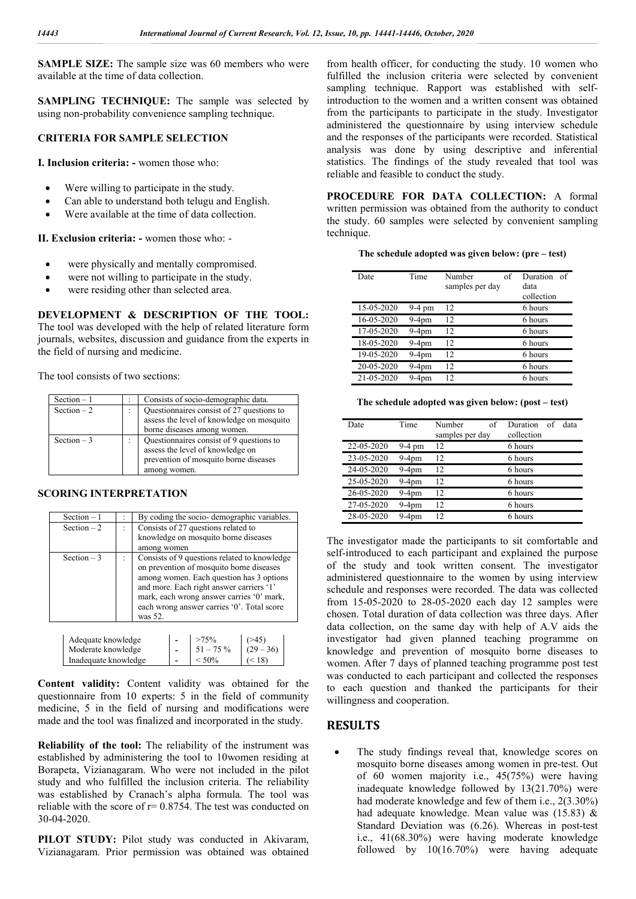**SAMPLE SIZE:** The sample size was 60 members who were available at the time of data collection.

**SAMPLING TECHNIQUE:** The sample was selected by using non-probability convenience sampling technique.

**CRITERIA FOR SAMPLE SELECTION**

**I. Inclusion criteria: -** women those who:

- Were willing to participate in the study.
- Can able to understand both telugu and English.
- Were available at the time of data collection.

**II. Exclusion criteria: -** women those who: -

- were physically and mentally compromised.
- were not willing to participate in the study.
- were residing other than selected area.

**DEVELOPMENT & DESCRIPTION OF THE TOOL:** The tool was developed with the help of related literature form journals, websites, discussion and guidance from the experts in the field of nursing and medicine.

The tool consists of two sections:

| | | |
|---|---|---|
| Section – 1 | : | Consists of socio-demographic data. |
| Section – 2 | : | Questionnaires consist of 27 questions to assess the level of knowledge on mosquito borne diseases among women. |
| Section – 3 | : | Questionnaires consist of 9 questions to assess the level of knowledge on prevention of mosquito borne diseases among women. |

**SCORING INTERPRETATION**

| | | |
|---|---|---|
| Section – 1 | : | By coding the socio- demographic variables. |
| Section – 2 | : | Consists of 27 questions related to knowledge on mosquito borne diseases among women |
| Section – 3 | : | Consists of 9 questions related to knowledge on prevention of mosquito borne diseases among women. Each question has 3 options and more. Each right answer carriers '1' mark, each wrong answer carries '0' mark, each wrong answer carries '0'. Total score was 52. |

| | | | |
|---|---|---|---|
| Adequate knowledge | - | >75% | (>45) |
| Moderate knowledge | - | 51 – 75 % | (29 – 36) |
| Inadequate knowledge | - | < 50% | (< 18) |

**Content validity:** Content validity was obtained for the questionnaire from 10 experts: 5 in the field of community medicine, 5 in the field of nursing and modifications were made and the tool was finalized and incorporated in the study.

**Reliability of the tool:** The reliability of the instrument was established by administering the tool to 10women residing at Borapeta, Vizianagaram. Who were not included in the pilot study and who fulfilled the inclusion criteria. The reliability was established by Cranach's alpha formula. The tool was reliable with the score of r= 0.8754. The test was conducted on 30-04-2020.

**PILOT STUDY:** Pilot study was conducted in Akivaram, Vizianagaram. Prior permission was obtained was obtained from health officer, for conducting the study. 10 women who fulfilled the inclusion criteria were selected by convenient sampling technique. Rapport was established with self-introduction to the women and a written consent was obtained from the participants to participate in the study. Investigator administered the questionnaire by using interview schedule and the responses of the participants were recorded. Statistical analysis was done by using descriptive and inferential statistics. The findings of the study revealed that tool was reliable and feasible to conduct the study.

**PROCEDURE FOR DATA COLLECTION:** A formal written permission was obtained from the authority to conduct the study. 60 samples were selected by convenient sampling technique.

**The schedule adopted was given below: (pre – test)**

| Date | Time | Number of samples per day | Duration of data collection |
|---|---|---|---|
| 15-05-2020 | 9-4 pm | 12 | 6 hours |
| 16-05-2020 | 9-4pm | 12 | 6 hours |
| 17-05-2020 | 9-4pm | 12 | 6 hours |
| 18-05-2020 | 9-4pm | 12 | 6 hours |
| 19-05-2020 | 9-4pm | 12 | 6 hours |
| 20-05-2020 | 9-4pm | 12 | 6 hours |
| 21-05-2020 | 9-4pm | 12 | 6 hours |

**The schedule adopted was given below: (post – test)**

| Date | Time | Number of samples per day | Duration of data collection |
|---|---|---|---|
| 22-05-2020 | 9-4 pm | 12 | 6 hours |
| 23-05-2020 | 9-4pm | 12 | 6 hours |
| 24-05-2020 | 9-4pm | 12 | 6 hours |
| 25-05-2020 | 9-4pm | 12 | 6 hours |
| 26-05-2020 | 9-4pm | 12 | 6 hours |
| 27-05-2020 | 9-4pm | 12 | 6 hours |
| 28-05-2020 | 9-4pm | 12 | 6 hours |

The investigator made the participants to sit comfortable and self-introduced to each participant and explained the purpose of the study and took written consent. The investigator administered questionnaire to the women by using interview schedule and responses were recorded. The data was collected from 15-05-2020 to 28-05-2020 each day 12 samples were chosen. Total duration of data collection was three days. After data collection, on the same day with help of A.V aids the investigator had given planned teaching programme on knowledge and prevention of mosquito borne diseases to women. After 7 days of planned teaching programme post test was conducted to each participant and collected the responses to each question and thanked the participants for their willingness and cooperation.

## RESULTS

- The study findings reveal that, knowledge scores on mosquito borne diseases among women in pre-test. Out of 60 women majority i.e., 45(75%) were having inadequate knowledge followed by 13(21.70%) were had moderate knowledge and few of them i.e., 2(3.30%) had adequate knowledge. Mean value was (15.83) & Standard Deviation was (6.26). Whereas in post-test i.e., 41(68.30%) were having moderate knowledge followed by 10(16.70%) were having adequate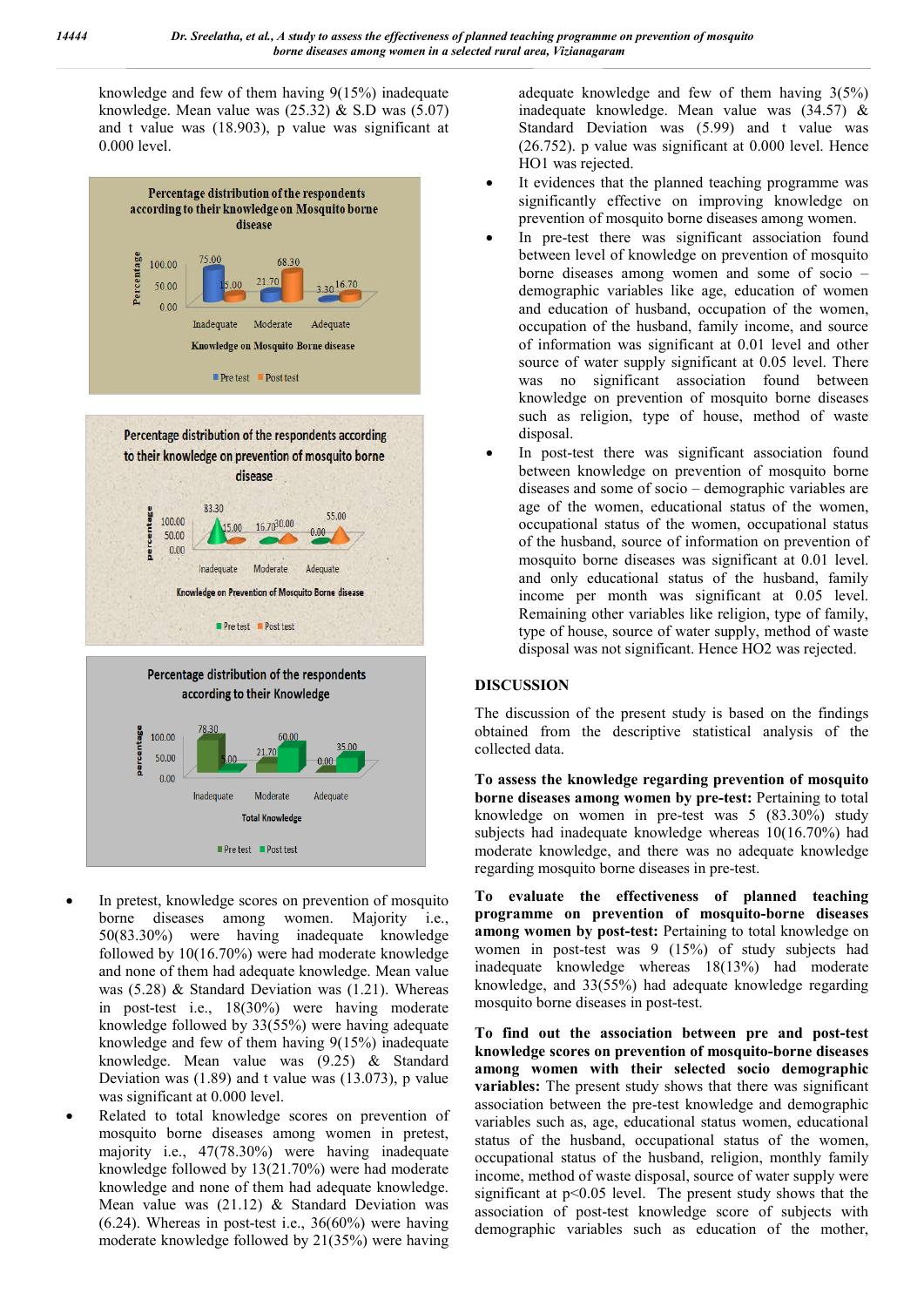knowledge and few of them having 9(15%) inadequate knowledge. Mean value was (25.32) & S.D was (5.07) and t value was (18.903), p value was significant at 0.000 level.

Percentage distribution of the respondents according to their knowledge on Mosquito borne disease

| Knowledge on Mosquito Borne disease | Pre test | Post test |
|---|---|---|
| Inadequate | 75.00 | 15.00 |
| Moderate | 21.70 | 68.30 |
| Adequate | 3.30 | 16.70 |

Percentage distribution of the respondents according to their knowledge on prevention of mosquito borne disease

| Knowledge on Prevention of Mosquito Borne disease | Pre test | Post test |
|---|---|---|
| Inadequate | 83.30 | 15.00 |
| Moderate | 16.70 | 30.00 |
| Adequate | 0.00 | 55.00 |

Percentage distribution of the respondents according to their Knowledge

| Total Knowledge | Pre test | Post test |
|---|---|---|
| Inadequate | 78.30 | 5.00 |
| Moderate | 21.70 | 60.00 |
| Adequate | 0.00 | 35.00 |

- In pretest, knowledge scores on prevention of mosquito borne diseases among women. Majority i.e., 50(83.30%) were having inadequate knowledge followed by 10(16.70%) were had moderate knowledge and none of them had adequate knowledge. Mean value was (5.28) & Standard Deviation was (1.21). Whereas in post-test i.e., 18(30%) were having moderate knowledge followed by 33(55%) were having adequate knowledge and few of them having 9(15%) inadequate knowledge. Mean value was (9.25) & Standard Deviation was (1.89) and t value was (13.073), p value was significant at 0.000 level.
- Related to total knowledge scores on prevention of mosquito borne diseases among women in pretest, majority i.e., 47(78.30%) were having inadequate knowledge followed by 13(21.70%) were had moderate knowledge and none of them had adequate knowledge. Mean value was (21.12) & Standard Deviation was (6.24). Whereas in post-test i.e., 36(60%) were having moderate knowledge followed by 21(35%) were having adequate knowledge and few of them having 3(5%) inadequate knowledge. Mean value was (34.57) & Standard Deviation was (5.99) and t value was (26.752). p value was significant at 0.000 level. Hence HO1 was rejected.
- It evidences that the planned teaching programme was significantly effective on improving knowledge on prevention of mosquito borne diseases among women.
- In pre-test there was significant association found between level of knowledge on prevention of mosquito borne diseases among women and some of socio – demographic variables like age, education of women and education of husband, occupation of the women, occupation of the husband, family income, and source of information was significant at 0.01 level and other source of water supply significant at 0.05 level. There was no significant association found between knowledge on prevention of mosquito borne diseases such as religion, type of house, method of waste disposal.
- In post-test there was significant association found between knowledge on prevention of mosquito borne diseases and some of socio – demographic variables are age of the women, educational status of the women, occupational status of the women, occupational status of the husband, source of information on prevention of mosquito borne diseases was significant at 0.01 level. and only educational status of the husband, family income per month was significant at 0.05 level. Remaining other variables like religion, type of family, type of house, source of water supply, method of waste disposal was not significant. Hence HO2 was rejected.

## DISCUSSION

The discussion of the present study is based on the findings obtained from the descriptive statistical analysis of the collected data.

**To assess the knowledge regarding prevention of mosquito borne diseases among women by pre-test:** Pertaining to total knowledge on women in pre-test was 5 (83.30%) study subjects had inadequate knowledge whereas 10(16.70%) had moderate knowledge, and there was no adequate knowledge regarding mosquito borne diseases in pre-test.

**To evaluate the effectiveness of planned teaching programme on prevention of mosquito-borne diseases among women by post-test:** Pertaining to total knowledge on women in post-test was 9 (15%) of study subjects had inadequate knowledge whereas 18(13%) had moderate knowledge, and 33(55%) had adequate knowledge regarding mosquito borne diseases in post-test.

**To find out the association between pre and post-test knowledge scores on prevention of mosquito-borne diseases among women with their selected socio demographic variables:** The present study shows that there was significant association between the pre-test knowledge and demographic variables such as, age, educational status women, educational status of the husband, occupational status of the women, occupational status of the husband, religion, monthly family income, method of waste disposal, source of water supply were significant at p<0.05 level. The present study shows that the association of post-test knowledge score of subjects with demographic variables such as education of the mother,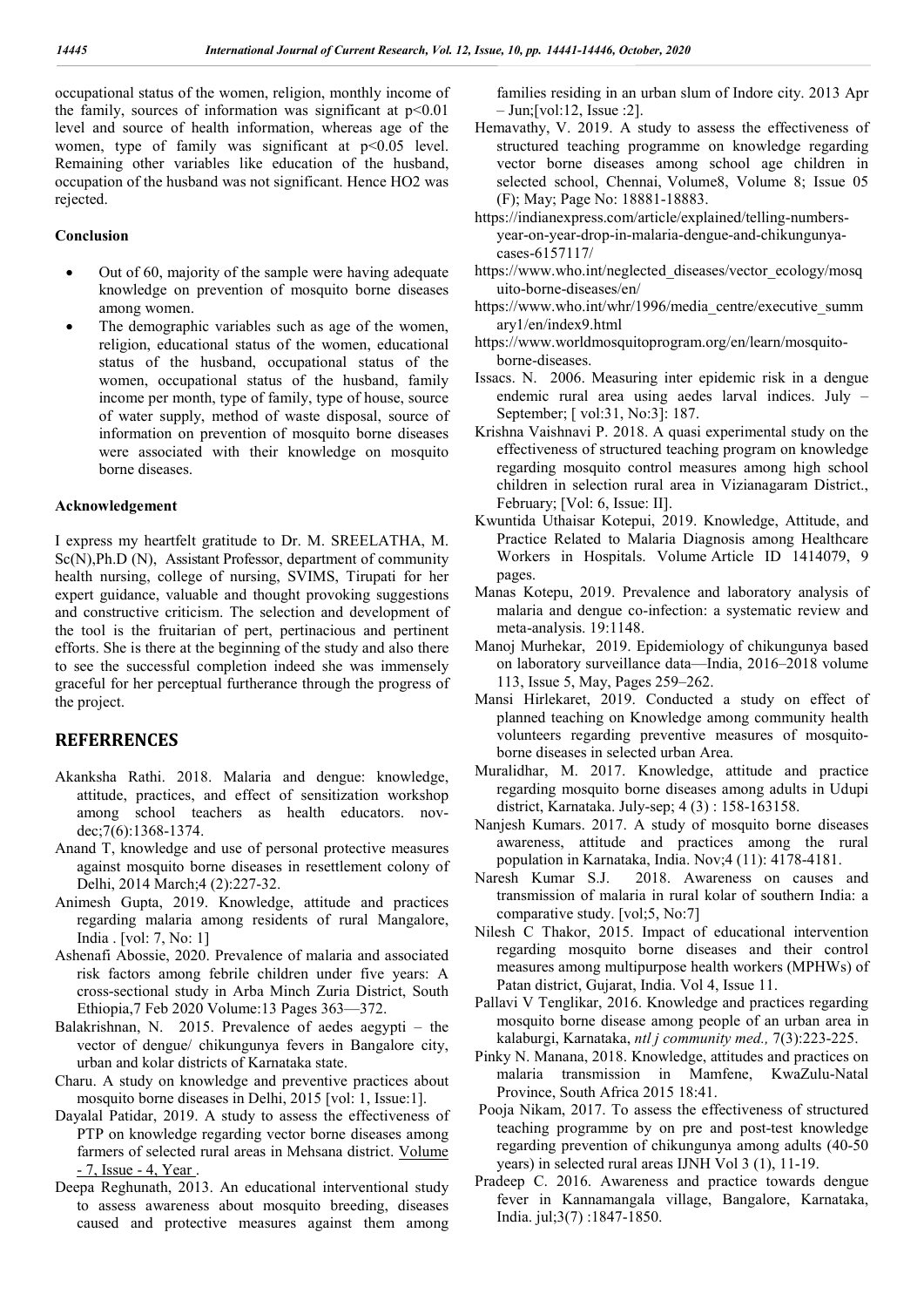occupational status of the women, religion, monthly income of the family, sources of information was significant at $p<0.01$ level and source of health information, whereas age of the women, type of family was significant at $p<0.05$ level. Remaining other variables like education of the husband, occupation of the husband was not significant. Hence HO2 was rejected.

### Conclusion

- Out of 60, majority of the sample were having adequate knowledge on prevention of mosquito borne diseases among women.
- The demographic variables such as age of the women, religion, educational status of the women, educational status of the husband, occupational status of the women, occupational status of the husband, family income per month, type of family, type of house, source of water supply, method of waste disposal, source of information on prevention of mosquito borne diseases were associated with their knowledge on mosquito borne diseases.

### Acknowledgement

I express my heartfelt gratitude to Dr. M. SREELATHA, M. Sc(N),Ph.D (N), Assistant Professor, department of community health nursing, college of nursing, SVIMS, Tirupati for her expert guidance, valuable and thought provoking suggestions and constructive criticism. The selection and development of the tool is the fruitarian of pert, pertinacious and pertinent efforts. She is there at the beginning of the study and also there to see the successful completion indeed she was immensely graceful for her perceptual furtherance through the progress of the project.

## REFERRENCES

Akanksha Rathi. 2018. Malaria and dengue: knowledge, attitude, practices, and effect of sensitization workshop among school teachers as health educators. nov-dec;7(6):1368-1374.

Anand T, knowledge and use of personal protective measures against mosquito borne diseases in resettlement colony of Delhi, 2014 March;4 (2):227-32.

Animesh Gupta, 2019. Knowledge, attitude and practices regarding malaria among residents of rural Mangalore, India . [vol: 7, No: 1]

Ashenafi Abossie, 2020. Prevalence of malaria and associated risk factors among febrile children under five years: A cross-sectional study in Arba Minch Zuria District, South Ethiopia,7 Feb 2020 Volume:13 Pages 363—372.

Balakrishnan, N. 2015. Prevalence of aedes aegypti – the vector of dengue/ chikungunya fevers in Bangalore city, urban and kolar districts of Karnataka state.

Charu. A study on knowledge and preventive practices about mosquito borne diseases in Delhi, 2015 [vol: 1, Issue:1].

Dayalal Patidar, 2019. A study to assess the effectiveness of PTP on knowledge regarding vector borne diseases among farmers of selected rural areas in Mehsana district. Volume - 7, Issue - 4, Year .

Deepa Reghunath, 2013. An educational interventional study to assess awareness about mosquito breeding, diseases caused and protective measures against them among families residing in an urban slum of Indore city. 2013 Apr – Jun;[vol:12, Issue :2].

Hemavathy, V. 2019. A study to assess the effectiveness of structured teaching programme on knowledge regarding vector borne diseases among school age children in selected school, Chennai, Volume8, Volume 8; Issue 05 (F); May; Page No: 18881-18883.

https://indianexpress.com/article/explained/telling-numbers-year-on-year-drop-in-malaria-dengue-and-chikungunya-cases-6157117/

https://www.who.int/neglected_diseases/vector_ecology/mosquito-borne-diseases/en/

https://www.who.int/whr/1996/media_centre/executive_summary1/en/index9.html

https://www.worldmosquitoprogram.org/en/learn/mosquito-borne-diseases.

Issacs. N. 2006. Measuring inter epidemic risk in a dengue endemic rural area using aedes larval indices. July – September; [ vol:31, No:3]: 187.

Krishna Vaishnavi P. 2018. A quasi experimental study on the effectiveness of structured teaching program on knowledge regarding mosquito control measures among high school children in selection rural area in Vizianagaram District., February; [Vol: 6, Issue: II].

Kwuntida Uthaisar Kotepui, 2019. Knowledge, Attitude, and Practice Related to Malaria Diagnosis among Healthcare Workers in Hospitals. Volume Article ID 1414079, 9 pages.

Manas Kotepu, 2019. Prevalence and laboratory analysis of malaria and dengue co-infection: a systematic review and meta-analysis. 19:1148.

Manoj Murhekar, 2019. Epidemiology of chikungunya based on laboratory surveillance data—India, 2016–2018 volume 113, Issue 5, May, Pages 259–262.

Mansi Hirlekaret, 2019. Conducted a study on effect of planned teaching on Knowledge among community health volunteers regarding preventive measures of mosquito-borne diseases in selected urban Area.

Muralidhar, M. 2017. Knowledge, attitude and practice regarding mosquito borne diseases among adults in Udupi district, Karnataka. July-sep; 4 (3) : 158-163158.

Nanjesh Kumars. 2017. A study of mosquito borne diseases awareness, attitude and practices among the rural population in Karnataka, India. Nov;4 (11): 4178-4181.

Naresh Kumar S.J. 2018. Awareness on causes and transmission of malaria in rural kolar of southern India: a comparative study. [vol;5, No:7]

Nilesh C Thakor, 2015. Impact of educational intervention regarding mosquito borne diseases and their control measures among multipurpose health workers (MPHWs) of Patan district, Gujarat, India. Vol 4, Issue 11.

Pallavi V Tenglikar, 2016. Knowledge and practices regarding mosquito borne disease among people of an urban area in kalaburgi, Karnataka, *ntl j community med.,* 7(3):223-225.

Pinky N. Manana, 2018. Knowledge, attitudes and practices on malaria transmission in Mamfene, KwaZulu-Natal Province, South Africa 2015 18:41.

Pooja Nikam, 2017. To assess the effectiveness of structured teaching programme by on pre and post-test knowledge regarding prevention of chikungunya among adults (40-50 years) in selected rural areas IJNH Vol 3 (1), 11-19.

Pradeep C. 2016. Awareness and practice towards dengue fever in Kannamangala village, Bangalore, Karnataka, India. jul;3(7) :1847-1850.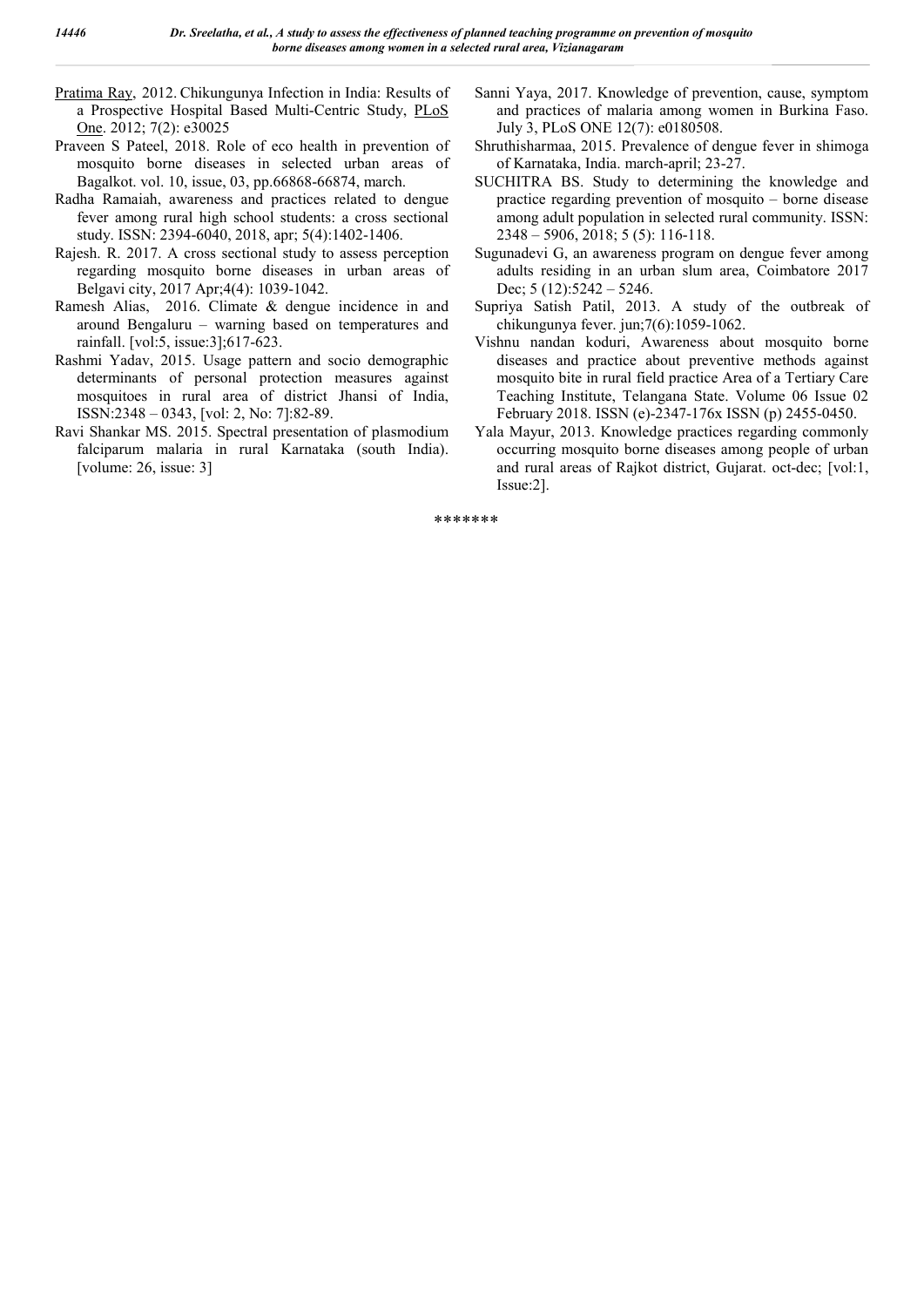Pratima Ray, 2012. Chikungunya Infection in India: Results of a Prospective Hospital Based Multi-Centric Study, PLoS One. 2012; 7(2): e30025

Praveen S Pateel, 2018. Role of eco health in prevention of mosquito borne diseases in selected urban areas of Bagalkot. vol. 10, issue, 03, pp.66868-66874, march.

Radha Ramaiah, awareness and practices related to dengue fever among rural high school students: a cross sectional study. ISSN: 2394-6040, 2018, apr; 5(4):1402-1406.

Rajesh. R. 2017. A cross sectional study to assess perception regarding mosquito borne diseases in urban areas of Belgavi city, 2017 Apr;4(4): 1039-1042.

Ramesh Alias, 2016. Climate & dengue incidence in and around Bengaluru – warning based on temperatures and rainfall. [vol:5, issue:3];617-623.

Rashmi Yadav, 2015. Usage pattern and socio demographic determinants of personal protection measures against mosquitoes in rural area of district Jhansi of India, ISSN:2348 – 0343, [vol: 2, No: 7]:82-89.

Ravi Shankar MS. 2015. Spectral presentation of plasmodium falciparum malaria in rural Karnataka (south India). [volume: 26, issue: 3]

Sanni Yaya, 2017. Knowledge of prevention, cause, symptom and practices of malaria among women in Burkina Faso. July 3, PLoS ONE 12(7): e0180508.

Shruthisharmaa, 2015. Prevalence of dengue fever in shimoga of Karnataka, India. march-april; 23-27.

SUCHITRA BS. Study to determining the knowledge and practice regarding prevention of mosquito – borne disease among adult population in selected rural community. ISSN: 2348 – 5906, 2018; 5 (5): 116-118.

Sugunadevi G, an awareness program on dengue fever among adults residing in an urban slum area, Coimbatore 2017 Dec; 5 (12):5242 – 5246.

Supriya Satish Patil, 2013. A study of the outbreak of chikungunya fever. jun;7(6):1059-1062.

Vishnu nandan koduri, Awareness about mosquito borne diseases and practice about preventive methods against mosquito bite in rural field practice Area of a Tertiary Care Teaching Institute, Telangana State. Volume 06 Issue 02 February 2018. ISSN (e)-2347-176x ISSN (p) 2455-0450.

Yala Mayur, 2013. Knowledge practices regarding commonly occurring mosquito borne diseases among people of urban and rural areas of Rajkot district, Gujarat. oct-dec; [vol:1, Issue:2].

*******